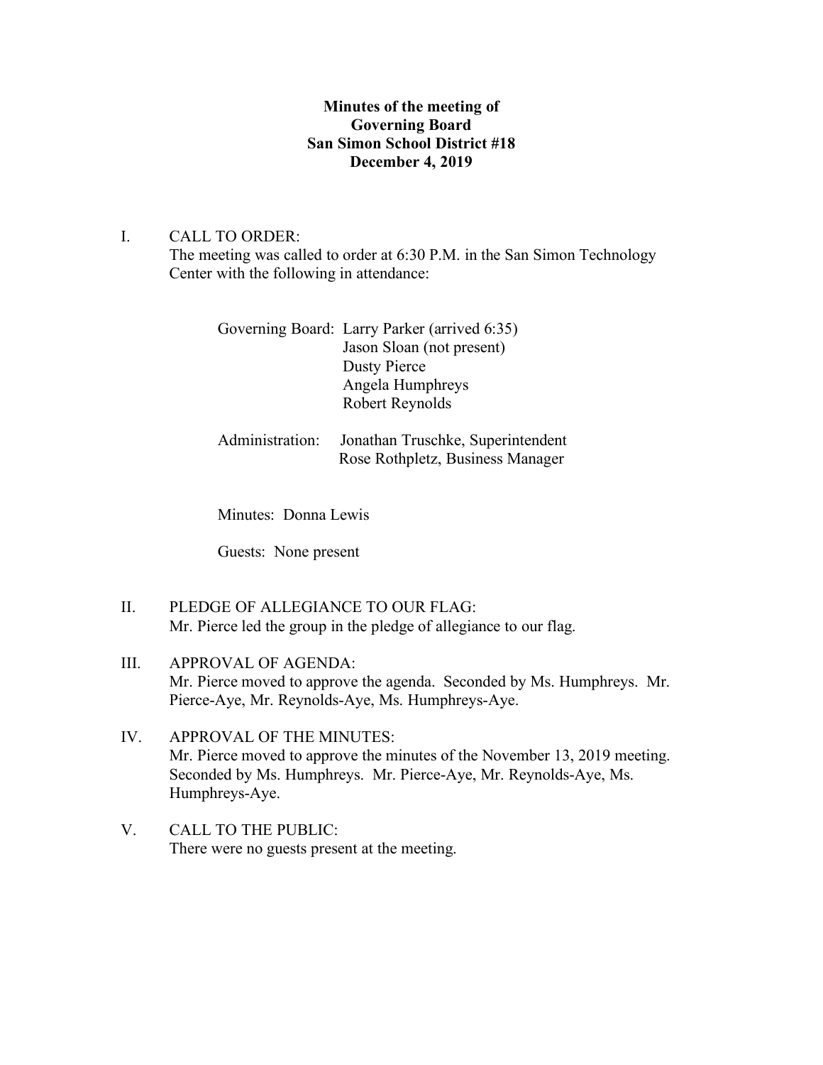# Minutes of the meeting of
# Governing Board
# San Simon School District #18
# December 4, 2019

I. CALL TO ORDER:
The meeting was called to order at 6:30 P.M. in the San Simon Technology Center with the following in attendance:

Governing Board: Larry Parker (arrived 6:35)
Jason Sloan (not present)
Dusty Pierce
Angela Humphreys
Robert Reynolds

Administration: Jonathan Truschke, Superintendent
Rose Rothpletz, Business Manager

Minutes: Donna Lewis

Guests: None present

II. PLEDGE OF ALLEGIANCE TO OUR FLAG:
Mr. Pierce led the group in the pledge of allegiance to our flag.

III. APPROVAL OF AGENDA:
Mr. Pierce moved to approve the agenda. Seconded by Ms. Humphreys. Mr. Pierce-Aye, Mr. Reynolds-Aye, Ms. Humphreys-Aye.

IV. APPROVAL OF THE MINUTES:
Mr. Pierce moved to approve the minutes of the November 13, 2019 meeting. Seconded by Ms. Humphreys. Mr. Pierce-Aye, Mr. Reynolds-Aye, Ms. Humphreys-Aye.

V. CALL TO THE PUBLIC:
There were no guests present at the meeting.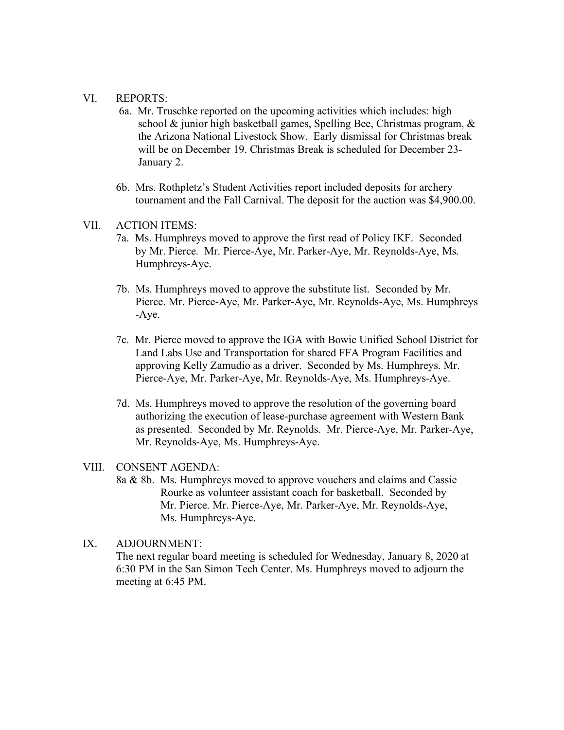VI. REPORTS:

6a. Mr. Truschke reported on the upcoming activities which includes: high school & junior high basketball games, Spelling Bee, Christmas program, & the Arizona National Livestock Show. Early dismissal for Christmas break will be on December 19. Christmas Break is scheduled for December 23-January 2.

6b. Mrs. Rothpletz's Student Activities report included deposits for archery tournament and the Fall Carnival. The deposit for the auction was $4,900.00.

VII. ACTION ITEMS:

7a. Ms. Humphreys moved to approve the first read of Policy IKF. Seconded by Mr. Pierce. Mr. Pierce-Aye, Mr. Parker-Aye, Mr. Reynolds-Aye, Ms. Humphreys-Aye.

7b. Ms. Humphreys moved to approve the substitute list. Seconded by Mr. Pierce. Mr. Pierce-Aye, Mr. Parker-Aye, Mr. Reynolds-Aye, Ms. Humphreys -Aye.

7c. Mr. Pierce moved to approve the IGA with Bowie Unified School District for Land Labs Use and Transportation for shared FFA Program Facilities and approving Kelly Zamudio as a driver. Seconded by Ms. Humphreys. Mr. Pierce-Aye, Mr. Parker-Aye, Mr. Reynolds-Aye, Ms. Humphreys-Aye.

7d. Ms. Humphreys moved to approve the resolution of the governing board authorizing the execution of lease-purchase agreement with Western Bank as presented. Seconded by Mr. Reynolds. Mr. Pierce-Aye, Mr. Parker-Aye, Mr. Reynolds-Aye, Ms. Humphreys-Aye.

VIII. CONSENT AGENDA:

8a & 8b. Ms. Humphreys moved to approve vouchers and claims and Cassie Rourke as volunteer assistant coach for basketball. Seconded by Mr. Pierce. Mr. Pierce-Aye, Mr. Parker-Aye, Mr. Reynolds-Aye, Ms. Humphreys-Aye.

IX. ADJOURNMENT:

The next regular board meeting is scheduled for Wednesday, January 8, 2020 at 6:30 PM in the San Simon Tech Center. Ms. Humphreys moved to adjourn the meeting at 6:45 PM.